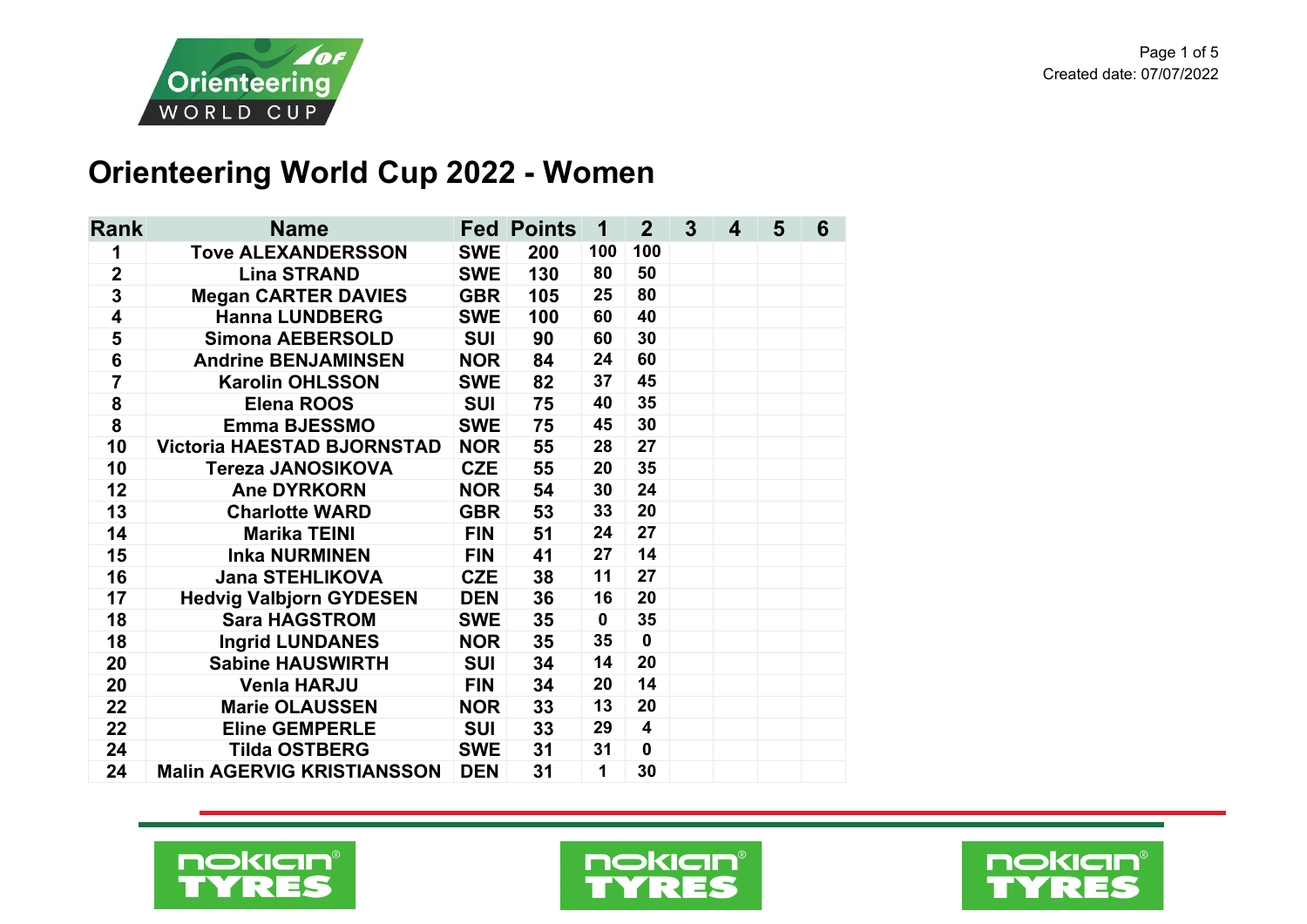# Orienteering World Cup 2022 - Women

| Rank | Name | Fed | Points | 1 | 2 | 3 | 4 | 5 | 6 |
|---|---|---|---|---|---|---|---|---|---|
| 1 | Tove ALEXANDERSSON | SWE | 200 | 100 | 100 | | | | |
| 2 | Lina STRAND | SWE | 130 | 80 | 50 | | | | |
| 3 | Megan CARTER DAVIES | GBR | 105 | 25 | 80 | | | | |
| 4 | Hanna LUNDBERG | SWE | 100 | 60 | 40 | | | | |
| 5 | Simona AEBERSOLD | SUI | 90 | 60 | 30 | | | | |
| 6 | Andrine BENJAMINSEN | NOR | 84 | 24 | 60 | | | | |
| 7 | Karolin OHLSSON | SWE | 82 | 37 | 45 | | | | |
| 8 | Elena ROOS | SUI | 75 | 40 | 35 | | | | |
| 8 | Emma BJESSMO | SWE | 75 | 45 | 30 | | | | |
| 10 | Victoria HAESTAD BJORNSTAD | NOR | 55 | 28 | 27 | | | | |
| 10 | Tereza JANOSIKOVA | CZE | 55 | 20 | 35 | | | | |
| 12 | Ane DYRKORN | NOR | 54 | 30 | 24 | | | | |
| 13 | Charlotte WARD | GBR | 53 | 33 | 20 | | | | |
| 14 | Marika TEINI | FIN | 51 | 24 | 27 | | | | |
| 15 | Inka NURMINEN | FIN | 41 | 27 | 14 | | | | |
| 16 | Jana STEHLIKOVA | CZE | 38 | 11 | 27 | | | | |
| 17 | Hedvig Valbjorn GYDESEN | DEN | 36 | 16 | 20 | | | | |
| 18 | Sara HAGSTROM | SWE | 35 | 0 | 35 | | | | |
| 18 | Ingrid LUNDANES | NOR | 35 | 35 | 0 | | | | |
| 20 | Sabine HAUSWIRTH | SUI | 34 | 14 | 20 | | | | |
| 20 | Venla HARJU | FIN | 34 | 20 | 14 | | | | |
| 22 | Marie OLAUSSEN | NOR | 33 | 13 | 20 | | | | |
| 22 | Eline GEMPERLE | SUI | 33 | 29 | 4 | | | | |
| 24 | Tilda OSTBERG | SWE | 31 | 31 | 0 | | | | |
| 24 | Malin AGERVIG KRISTIANSSON | DEN | 31 | 1 | 30 | | | | |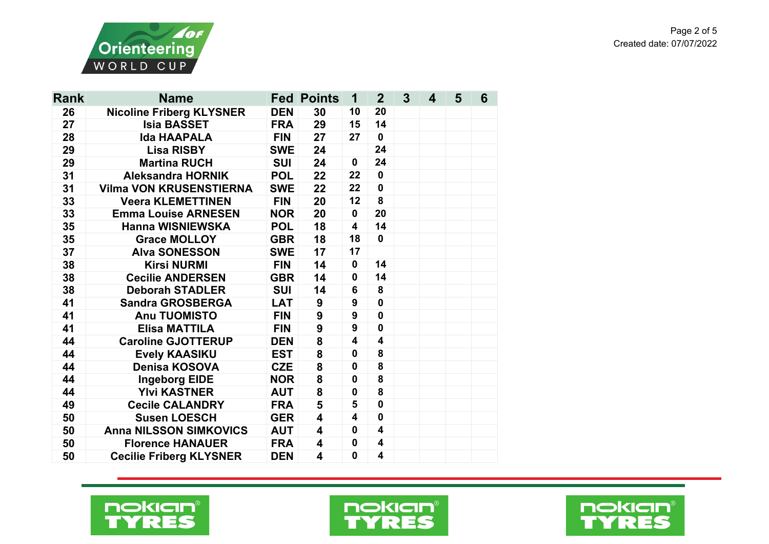| Rank | Name | Fed | Points | 1 | 2 | 3 | 4 | 5 | 6 |
|---|---|---|---|---|---|---|---|---|---|
| 26 | Nicoline Friberg KLYSNER | DEN | 30 | 10 | 20 | | | | |
| 27 | Isia BASSET | FRA | 29 | 15 | 14 | | | | |
| 28 | Ida HAAPALA | FIN | 27 | 27 | 0 | | | | |
| 29 | Lisa RISBY | SWE | 24 | | 24 | | | | |
| 29 | Martina RUCH | SUI | 24 | 0 | 24 | | | | |
| 31 | Aleksandra HORNIK | POL | 22 | 22 | 0 | | | | |
| 31 | Vilma VON KRUSENSTIERNA | SWE | 22 | 22 | 0 | | | | |
| 33 | Veera KLEMETTINEN | FIN | 20 | 12 | 8 | | | | |
| 33 | Emma Louise ARNESEN | NOR | 20 | 0 | 20 | | | | |
| 35 | Hanna WISNIEWSKA | POL | 18 | 4 | 14 | | | | |
| 35 | Grace MOLLOY | GBR | 18 | 18 | 0 | | | | |
| 37 | Alva SONESSON | SWE | 17 | 17 | | | | | |
| 38 | Kirsi NURMI | FIN | 14 | 0 | 14 | | | | |
| 38 | Cecilie ANDERSEN | GBR | 14 | 0 | 14 | | | | |
| 38 | Deborah STADLER | SUI | 14 | 6 | 8 | | | | |
| 41 | Sandra GROSBERGA | LAT | 9 | 9 | 0 | | | | |
| 41 | Anu TUOMISTO | FIN | 9 | 9 | 0 | | | | |
| 41 | Elisa MATTILA | FIN | 9 | 9 | 0 | | | | |
| 44 | Caroline GJOTTERUP | DEN | 8 | 4 | 4 | | | | |
| 44 | Evely KAASIKU | EST | 8 | 0 | 8 | | | | |
| 44 | Denisa KOSOVA | CZE | 8 | 0 | 8 | | | | |
| 44 | Ingeborg EIDE | NOR | 8 | 0 | 8 | | | | |
| 44 | Ylvi KASTNER | AUT | 8 | 0 | 8 | | | | |
| 49 | Cecile CALANDRY | FRA | 5 | 5 | 0 | | | | |
| 50 | Susen LOESCH | GER | 4 | 4 | 0 | | | | |
| 50 | Anna NILSSON SIMKOVICS | AUT | 4 | 0 | 4 | | | | |
| 50 | Florence HANAUER | FRA | 4 | 0 | 4 | | | | |
| 50 | Cecilie Friberg KLYSNER | DEN | 4 | 0 | 4 | | | | |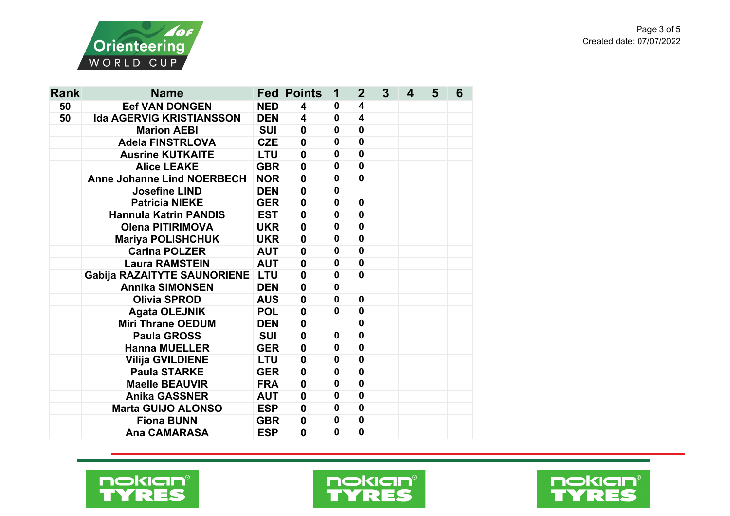| Rank | Name | Fed | Points | 1 | 2 | 3 | 4 | 5 | 6 |
|---|---|---|---|---|---|---|---|---|---|
| 50 | Eef VAN DONGEN | NED | 4 | 0 | 4 | | | | |
| 50 | Ida AGERVIG KRISTIANSSON | DEN | 4 | 0 | 4 | | | | |
| | Marion AEBI | SUI | 0 | 0 | 0 | | | | |
| | Adela FINSTRLOVA | CZE | 0 | 0 | 0 | | | | |
| | Ausrine KUTKAITE | LTU | 0 | 0 | 0 | | | | |
| | Alice LEAKE | GBR | 0 | 0 | 0 | | | | |
| | Anne Johanne Lind NOERBECH | NOR | 0 | 0 | 0 | | | | |
| | Josefine LIND | DEN | 0 | 0 | | | | | |
| | Patricia NIEKE | GER | 0 | 0 | 0 | | | | |
| | Hannula Katrin PANDIS | EST | 0 | 0 | 0 | | | | |
| | Olena PITIRIMOVA | UKR | 0 | 0 | 0 | | | | |
| | Mariya POLISHCHUK | UKR | 0 | 0 | 0 | | | | |
| | Carina POLZER | AUT | 0 | 0 | 0 | | | | |
| | Laura RAMSTEIN | AUT | 0 | 0 | 0 | | | | |
| | Gabija RAZAITYTE SAUNORIENE | LTU | 0 | 0 | 0 | | | | |
| | Annika SIMONSEN | DEN | 0 | 0 | | | | | |
| | Olivia SPROD | AUS | 0 | 0 | 0 | | | | |
| | Agata OLEJNIK | POL | 0 | 0 | 0 | | | | |
| | Miri Thrane OEDUM | DEN | 0 | | 0 | | | | |
| | Paula GROSS | SUI | 0 | 0 | 0 | | | | |
| | Hanna MUELLER | GER | 0 | 0 | 0 | | | | |
| | Vilija GVILDIENE | LTU | 0 | 0 | 0 | | | | |
| | Paula STARKE | GER | 0 | 0 | 0 | | | | |
| | Maelle BEAUVIR | FRA | 0 | 0 | 0 | | | | |
| | Anika GASSNER | AUT | 0 | 0 | 0 | | | | |
| | Marta GUIJO ALONSO | ESP | 0 | 0 | 0 | | | | |
| | Fiona BUNN | GBR | 0 | 0 | 0 | | | | |
| | Ana CAMARASA | ESP | 0 | 0 | 0 | | | | |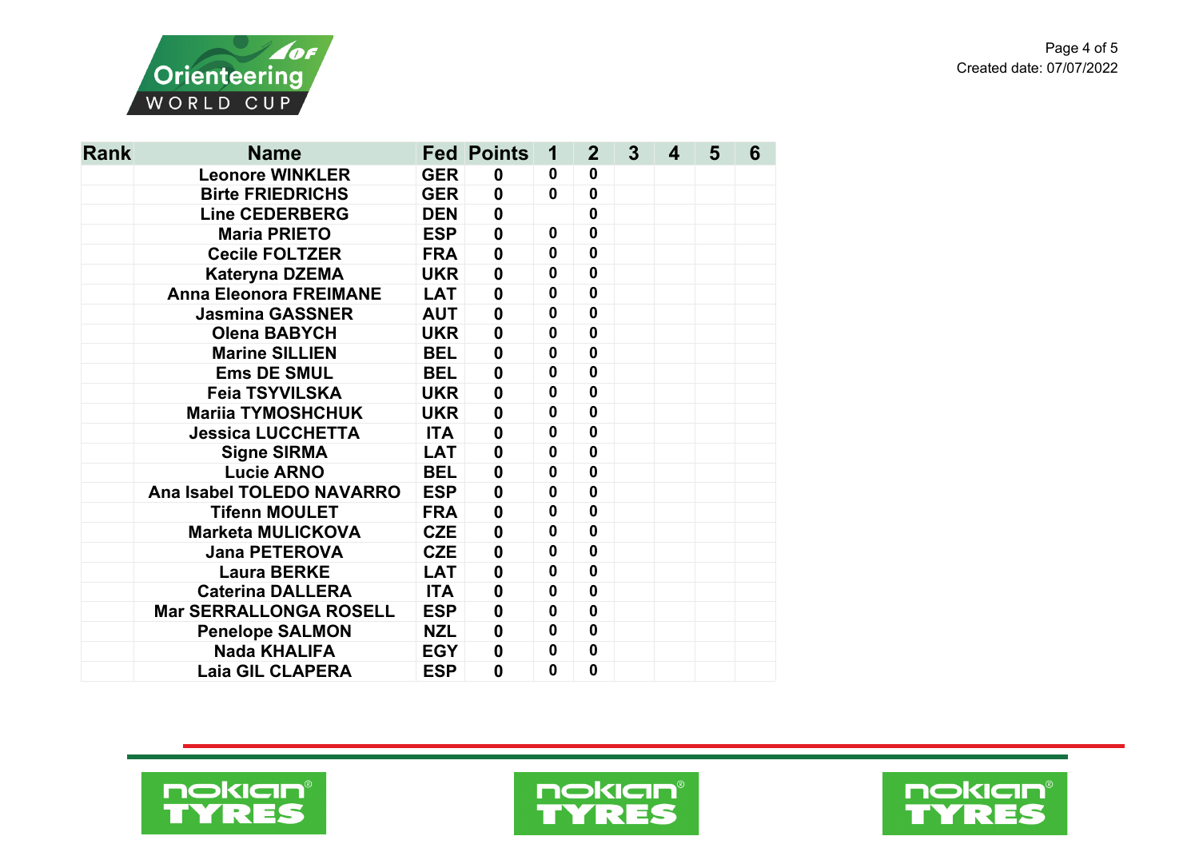| Rank | Name | Fed | Points | 1 | 2 | 3 | 4 | 5 | 6 |
|---|---|---|---|---|---|---|---|---|---|
| | Leonore WINKLER | GER | 0 | 0 | 0 | | | | |
| | Birte FRIEDRICHS | GER | 0 | 0 | 0 | | | | |
| | Line CEDERBERG | DEN | 0 | | 0 | | | | |
| | Maria PRIETO | ESP | 0 | 0 | 0 | | | | |
| | Cecile FOLTZER | FRA | 0 | 0 | 0 | | | | |
| | Kateryna DZEMA | UKR | 0 | 0 | 0 | | | | |
| | Anna Eleonora FREIMANE | LAT | 0 | 0 | 0 | | | | |
| | Jasmina GASSNER | AUT | 0 | 0 | 0 | | | | |
| | Olena BABYCH | UKR | 0 | 0 | 0 | | | | |
| | Marine SILLIEN | BEL | 0 | 0 | 0 | | | | |
| | Ems DE SMUL | BEL | 0 | 0 | 0 | | | | |
| | Feia TSYVILSKA | UKR | 0 | 0 | 0 | | | | |
| | Mariia TYMOSHCHUK | UKR | 0 | 0 | 0 | | | | |
| | Jessica LUCCHETTA | ITA | 0 | 0 | 0 | | | | |
| | Signe SIRMA | LAT | 0 | 0 | 0 | | | | |
| | Lucie ARNO | BEL | 0 | 0 | 0 | | | | |
| | Ana Isabel TOLEDO NAVARRO | ESP | 0 | 0 | 0 | | | | |
| | Tifenn MOULET | FRA | 0 | 0 | 0 | | | | |
| | Marketa MULICKOVA | CZE | 0 | 0 | 0 | | | | |
| | Jana PETEROVA | CZE | 0 | 0 | 0 | | | | |
| | Laura BERKE | LAT | 0 | 0 | 0 | | | | |
| | Caterina DALLERA | ITA | 0 | 0 | 0 | | | | |
| | Mar SERRALLONGA ROSELL | ESP | 0 | 0 | 0 | | | | |
| | Penelope SALMON | NZL | 0 | 0 | 0 | | | | |
| | Nada KHALIFA | EGY | 0 | 0 | 0 | | | | |
| | Laia GIL CLAPERA | ESP | 0 | 0 | 0 | | | | |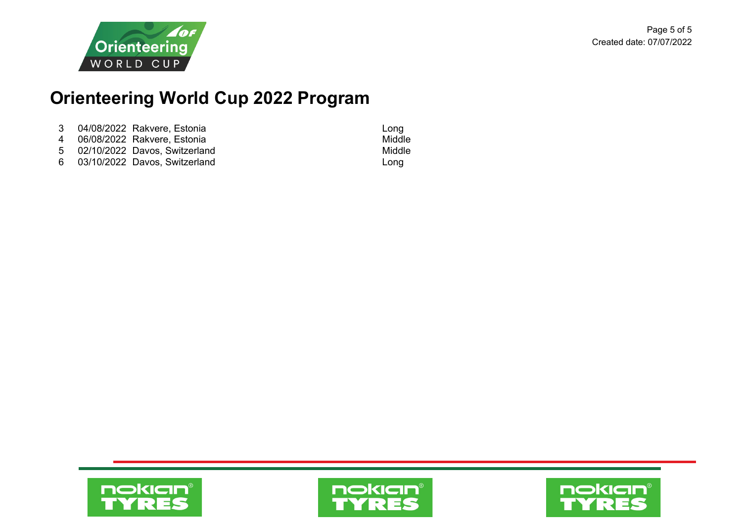# Orienteering World Cup 2022 Program

| | | | |
|---|---|---|---|
| 3 | 04/08/2022 | Rakvere, Estonia | Long |
| 4 | 06/08/2022 | Rakvere, Estonia | Middle |
| 5 | 02/10/2022 | Davos, Switzerland | Middle |
| 6 | 03/10/2022 | Davos, Switzerland | Long |